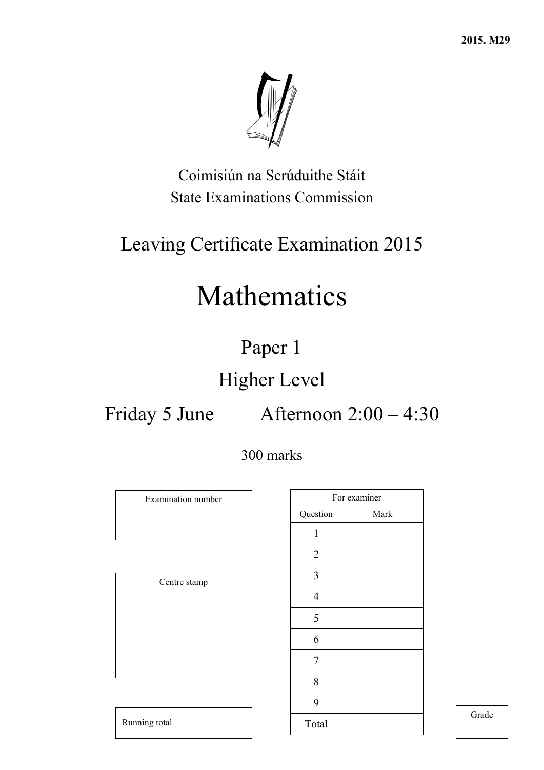2015. M29

Coimisiún na Scrúduithe Stáit
State Examinations Commission

# Leaving Certificate Examination 2015

# Mathematics

## Paper 1

## Higher Level

**Friday 5 June    Afternoon 2:00 – 4:30**

300 marks

| Examination number |
|---|
| |

| Centre stamp |
|---|
| |

| Running total | |
|---|---|

| For examiner | |
|---|---|
| Question | Mark |
| 1 | |
| 2 | |
| 3 | |
| 4 | |
| 5 | |
| 6 | |
| 7 | |
| 8 | |
| 9 | |
| Total | |

| Grade |
|---|
| |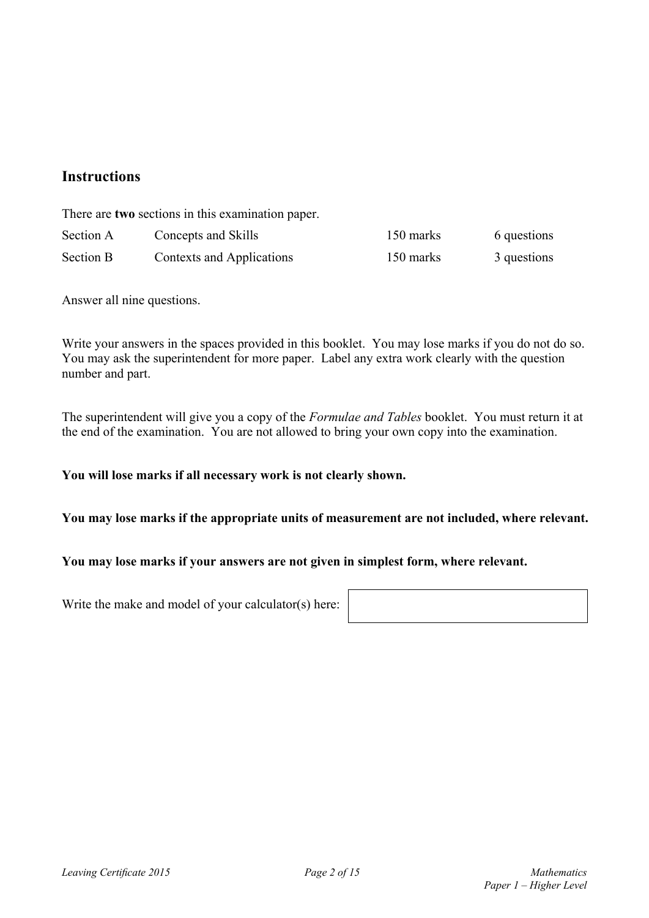## Instructions

There are **two** sections in this examination paper.

| Section | Title | Marks | Questions |
|---|---|---|---|
| Section A | Concepts and Skills | 150 marks | 6 questions |
| Section B | Contexts and Applications | 150 marks | 3 questions |

Answer all nine questions.

Write your answers in the spaces provided in this booklet. You may lose marks if you do not do so. You may ask the superintendent for more paper. Label any extra work clearly with the question number and part.

The superintendent will give you a copy of the *Formulae and Tables* booklet. You must return it at the end of the examination. You are not allowed to bring your own copy into the examination.

**You will lose marks if all necessary work is not clearly shown.**

**You may lose marks if the appropriate units of measurement are not included, where relevant.**

**You may lose marks if your answers are not given in simplest form, where relevant.**

Write the make and model of your calculator(s) here: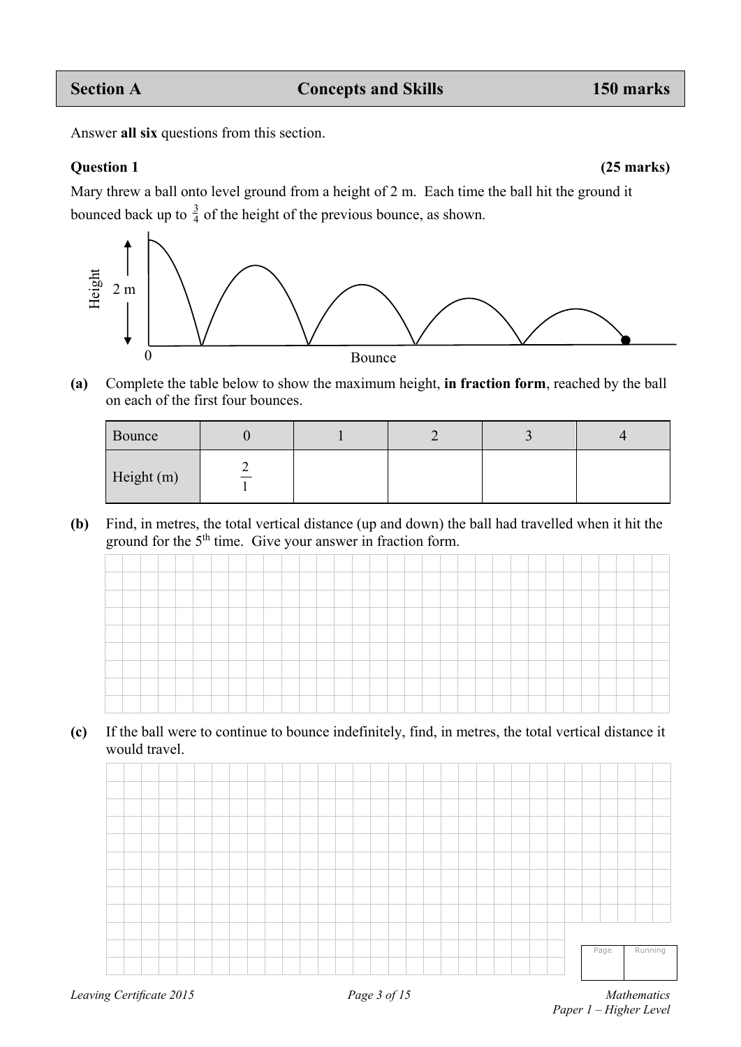## Section A — Concepts and Skills — 150 marks

Answer **all six** questions from this section.

### Question 1 (25 marks)

Mary threw a ball onto level ground from a height of 2 m. Each time the ball hit the ground it bounced back up to $\frac{3}{4}$ of the height of the previous bounce, as shown.

**(a)** Complete the table below to show the maximum height, **in fraction form**, reached by the ball on each of the first four bounces.

| Bounce | 0 | 1 | 2 | 3 | 4 |
|---|---|---|---|---|---|
| Height (m) | $\frac{2}{1}$ | | | | |

**(b)** Find, in metres, the total vertical distance (up and down) the ball had travelled when it hit the ground for the 5th time. Give your answer in fraction form.

**(c)** If the ball were to continue to bounce indefinitely, find, in metres, the total vertical distance it would travel.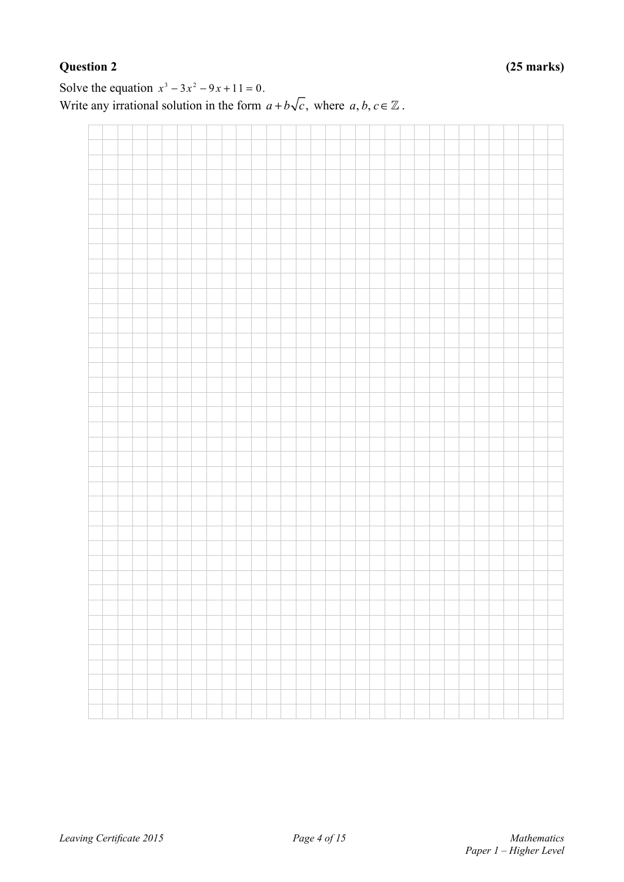**Question 2** **(25 marks)**

Solve the equation $x^3 - 3x^2 - 9x + 11 = 0$.
Write any irrational solution in the form $a + b\sqrt{c}$, where $a, b, c \in \mathbb{Z}$.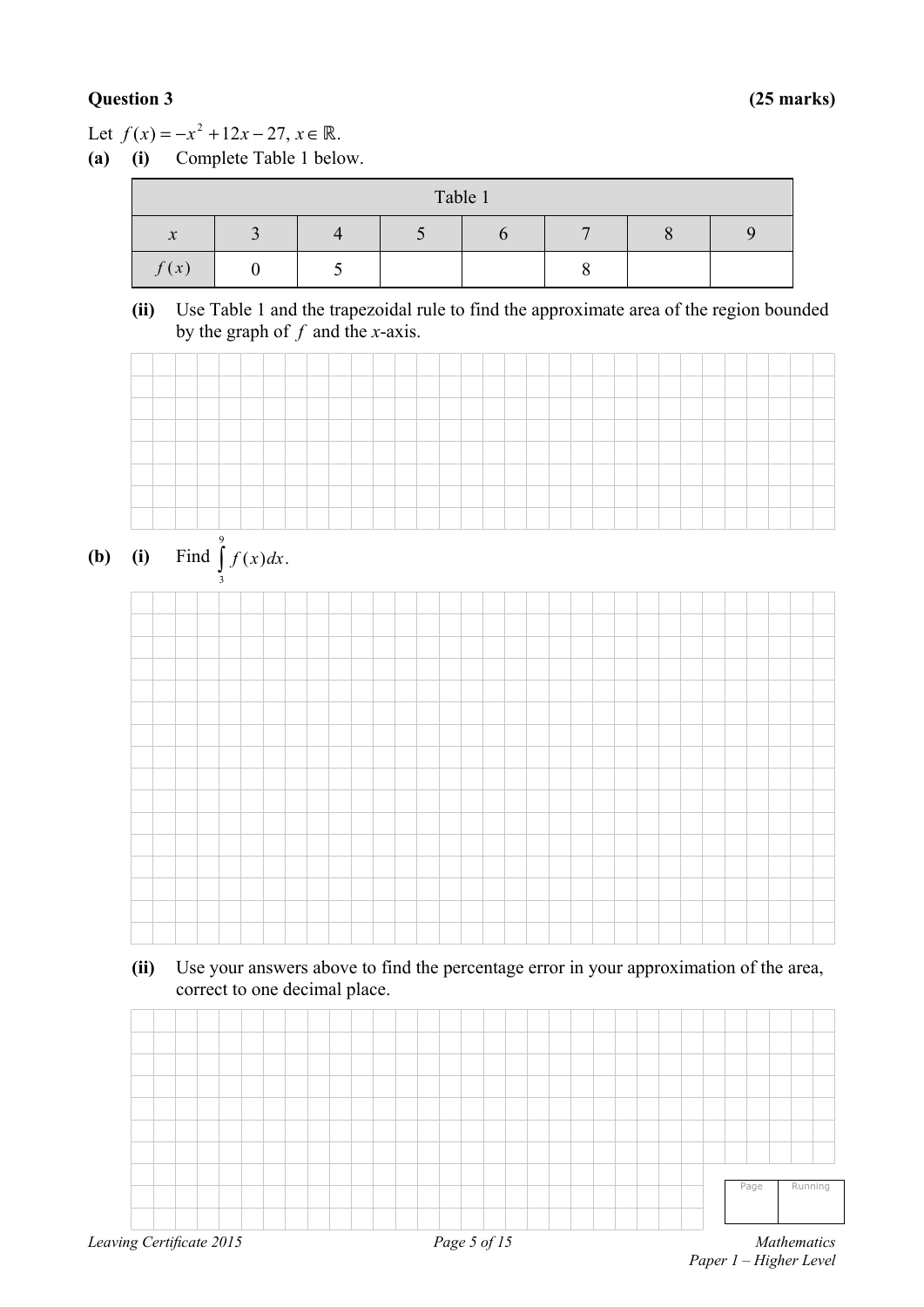**Question 3** **(25 marks)**

Let $f(x) = -x^2 + 12x - 27,\ x \in \mathbb{R}$.

**(a)** **(i)** Complete Table 1 below.

| Table 1 | | | | | | | |
|---|---|---|---|---|---|---|---|
| $x$ | 3 | 4 | 5 | 6 | 7 | 8 | 9 |
| $f(x)$ | 0 | 5 | | | 8 | | |

**(ii)** Use Table 1 and the trapezoidal rule to find the approximate area of the region bounded by the graph of $f$ and the $x$-axis.

**(b)** **(i)** Find $\int_3^9 f(x)dx$.

**(ii)** Use your answers above to find the percentage error in your approximation of the area, correct to one decimal place.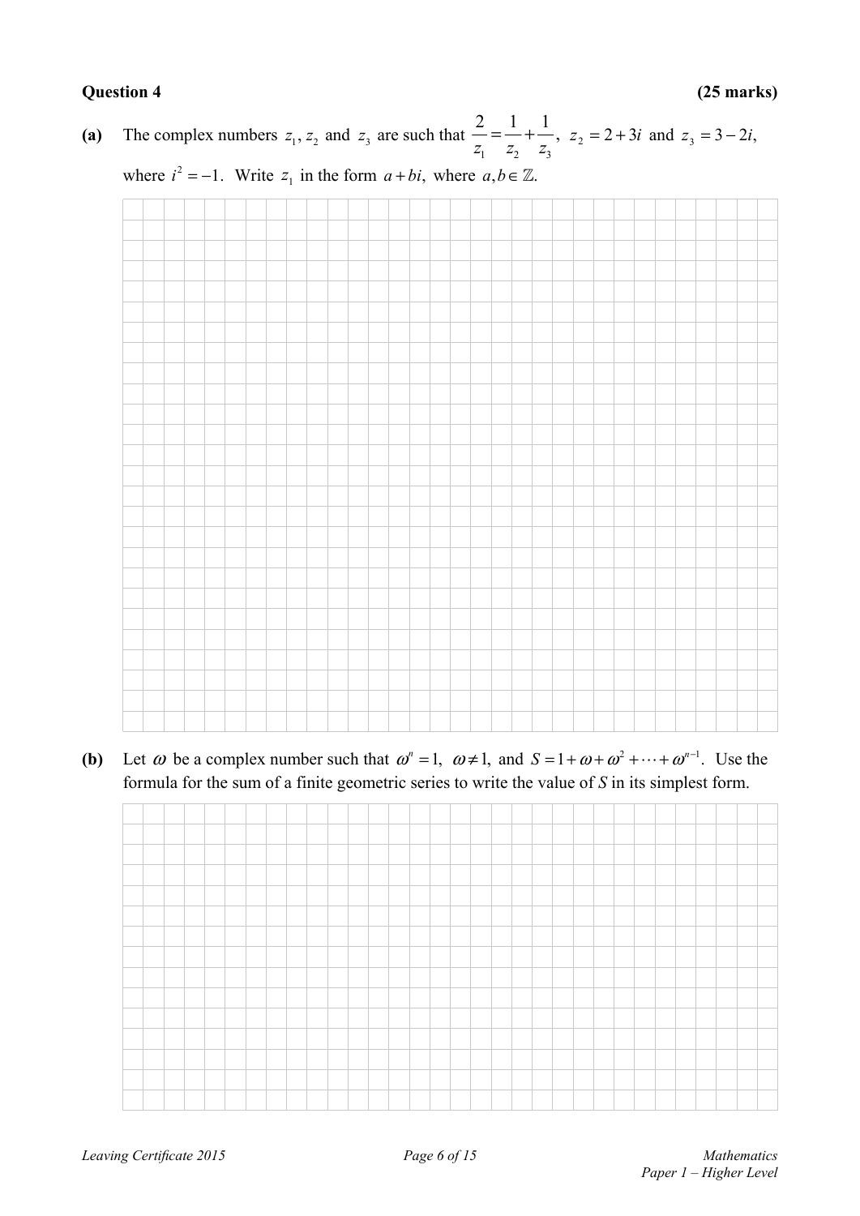**Question 4** **(25 marks)**

**(a)** The complex numbers $z_1, z_2$ and $z_3$ are such that $\dfrac{2}{z_1} = \dfrac{1}{z_2} + \dfrac{1}{z_3}$, $z_2 = 2 + 3i$ and $z_3 = 3 - 2i$, where $i^2 = -1$. Write $z_1$ in the form $a + bi$, where $a, b \in \mathbb{Z}$.

**(b)** Let $\omega$ be a complex number such that $\omega^n = 1$, $\omega \neq 1$, and $S = 1 + \omega + \omega^2 + \cdots + \omega^{n-1}$. Use the formula for the sum of a finite geometric series to write the value of $S$ in its simplest form.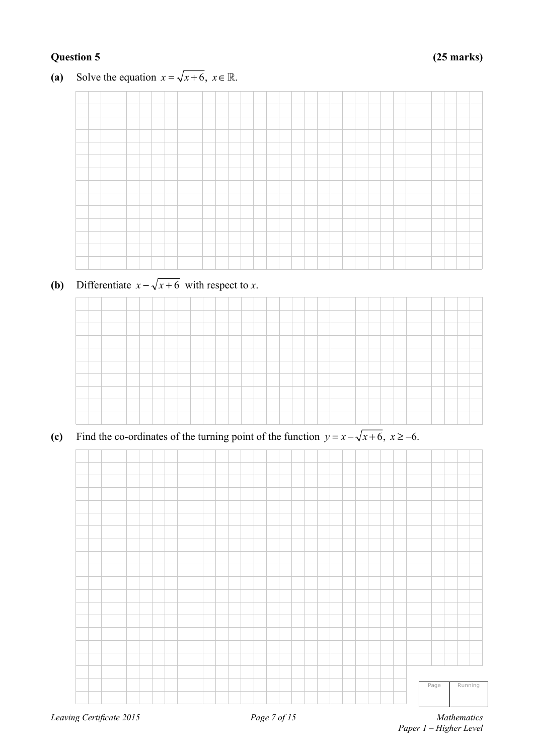**Question 5** **(25 marks)**

**(a)** Solve the equation $x = \sqrt{x+6},\ x \in \mathbb{R}$.

**(b)** Differentiate $x - \sqrt{x+6}$ with respect to $x$.

**(c)** Find the co-ordinates of the turning point of the function $y = x - \sqrt{x+6},\ x \geq -6$.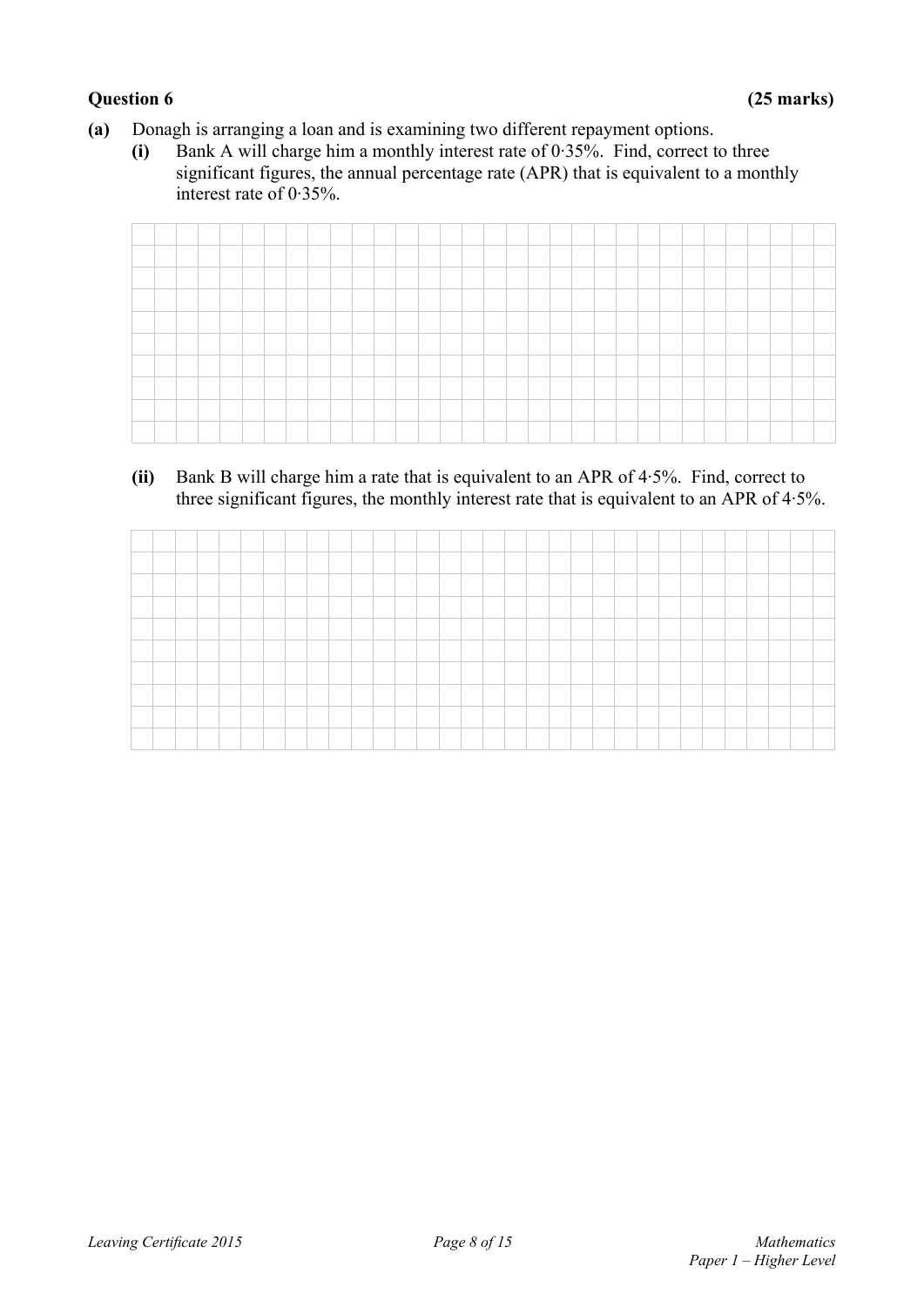**Question 6** **(25 marks)**

**(a)** Donagh is arranging a loan and is examining two different repayment options.

**(i)** Bank A will charge him a monthly interest rate of 0·35%. Find, correct to three significant figures, the annual percentage rate (APR) that is equivalent to a monthly interest rate of 0·35%.

**(ii)** Bank B will charge him a rate that is equivalent to an APR of 4·5%. Find, correct to three significant figures, the monthly interest rate that is equivalent to an APR of 4·5%.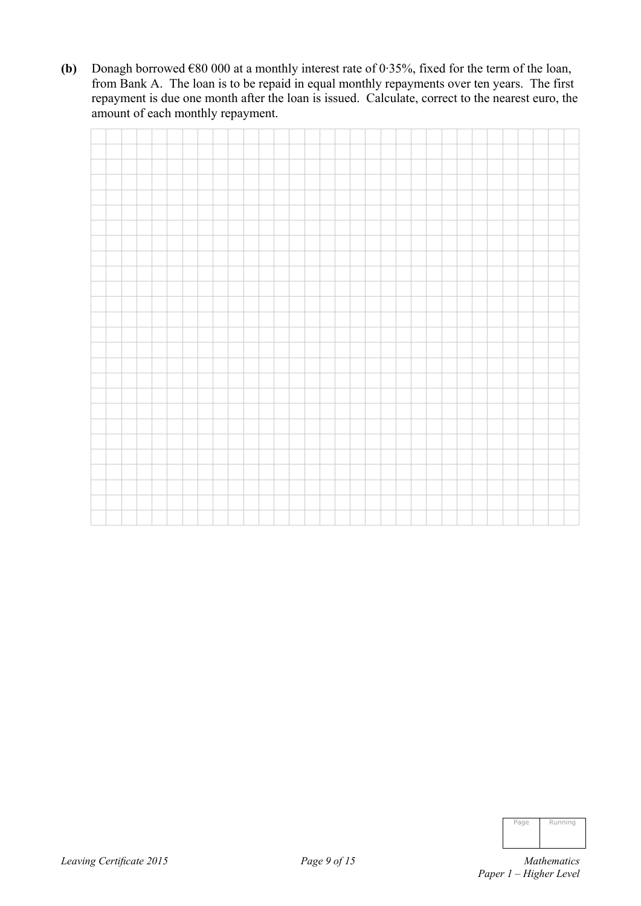**(b)** Donagh borrowed €80 000 at a monthly interest rate of 0·35%, fixed for the term of the loan, from Bank A. The loan is to be repaid in equal monthly repayments over ten years. The first repayment is due one month after the loan is issued. Calculate, correct to the nearest euro, the amount of each monthly repayment.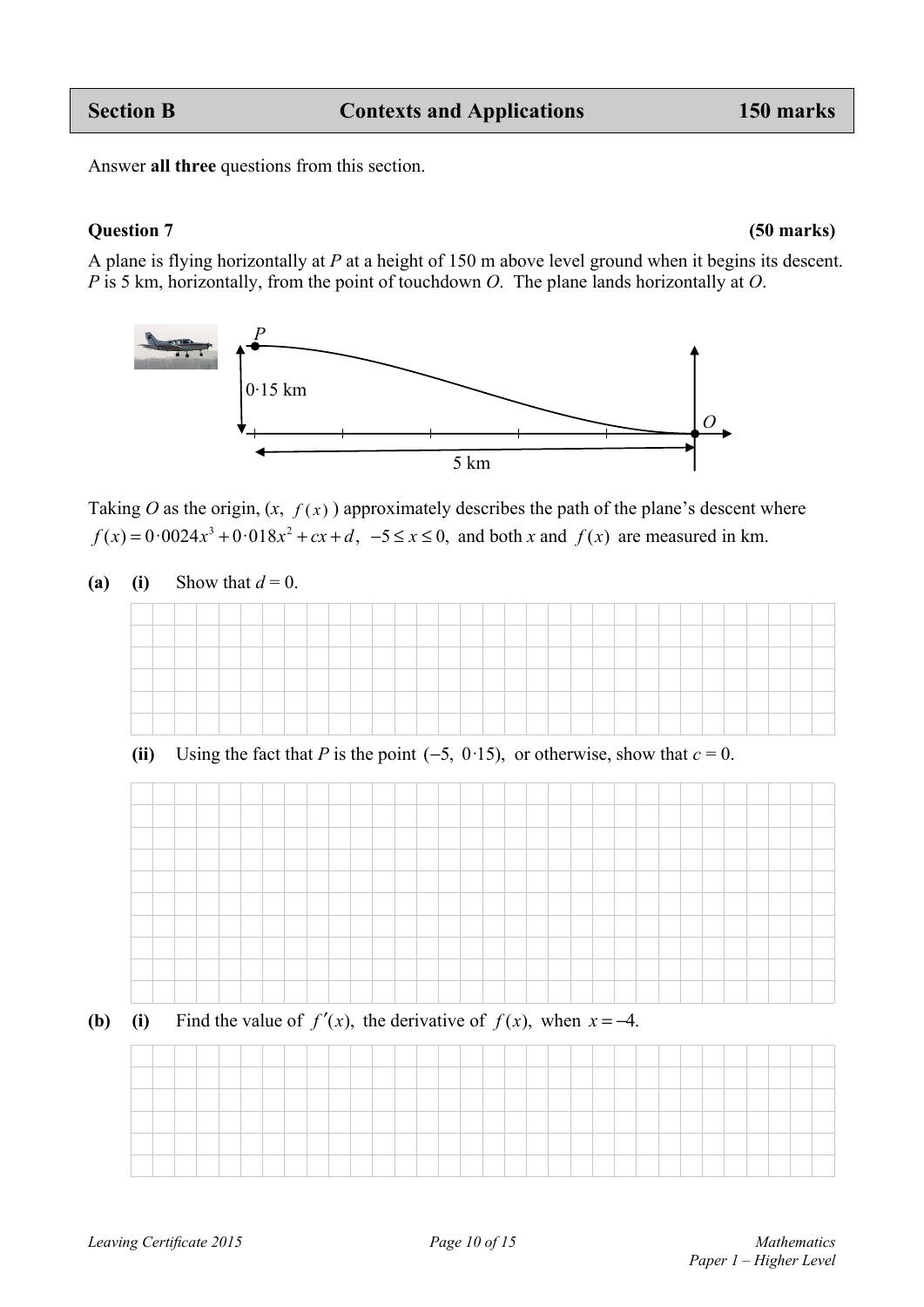## Section B Contexts and Applications 150 marks

Answer **all three** questions from this section.

### Question 7 (50 marks)

A plane is flying horizontally at $P$ at a height of 150 m above level ground when it begins its descent. $P$ is 5 km, horizontally, from the point of touchdown $O$. The plane lands horizontally at $O$.

Taking $O$ as the origin, ($x$, $f(x)$) approximately describes the path of the plane's descent where $f(x) = 0{\cdot}0024x^3 + 0{\cdot}018x^2 + cx + d$, $-5 \le x \le 0$, and both $x$ and $f(x)$ are measured in km.

**(a) (i)** Show that $d = 0$.

**(ii)** Using the fact that $P$ is the point $(-5,\ 0{\cdot}15)$, or otherwise, show that $c = 0$.

**(b) (i)** Find the value of $f'(x)$, the derivative of $f(x)$, when $x = -4$.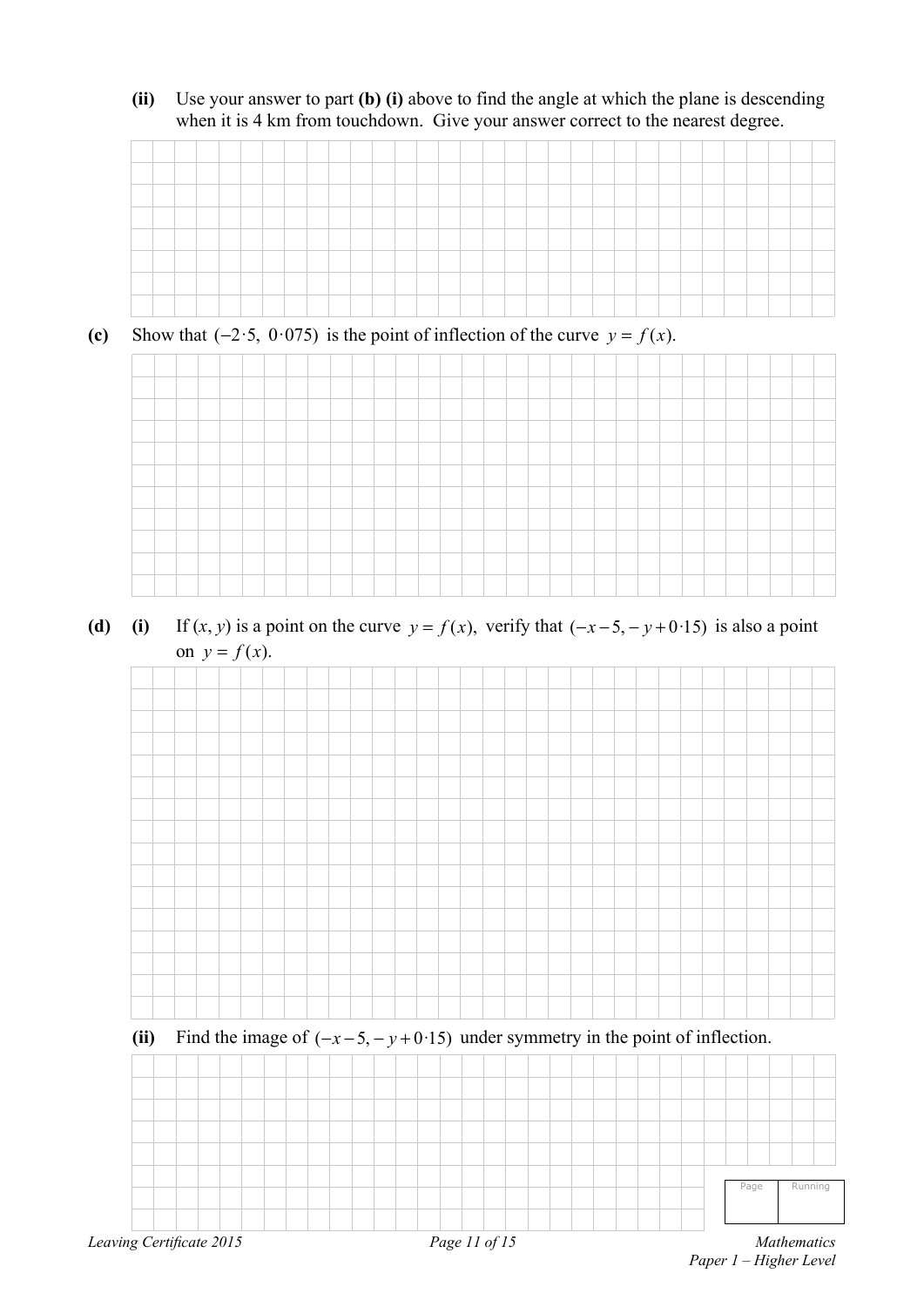**(ii)** Use your answer to part **(b) (i)** above to find the angle at which the plane is descending when it is 4 km from touchdown. Give your answer correct to the nearest degree.

**(c)** Show that $(-2{\cdot}5,\ 0{\cdot}075)$ is the point of inflection of the curve $y = f(x)$.

**(d)** **(i)** If $(x, y)$ is a point on the curve $y = f(x)$, verify that $(-x-5, -y+0{\cdot}15)$ is also a point on $y = f(x)$.

**(ii)** Find the image of $(-x-5, -y+0{\cdot}15)$ under symmetry in the point of inflection.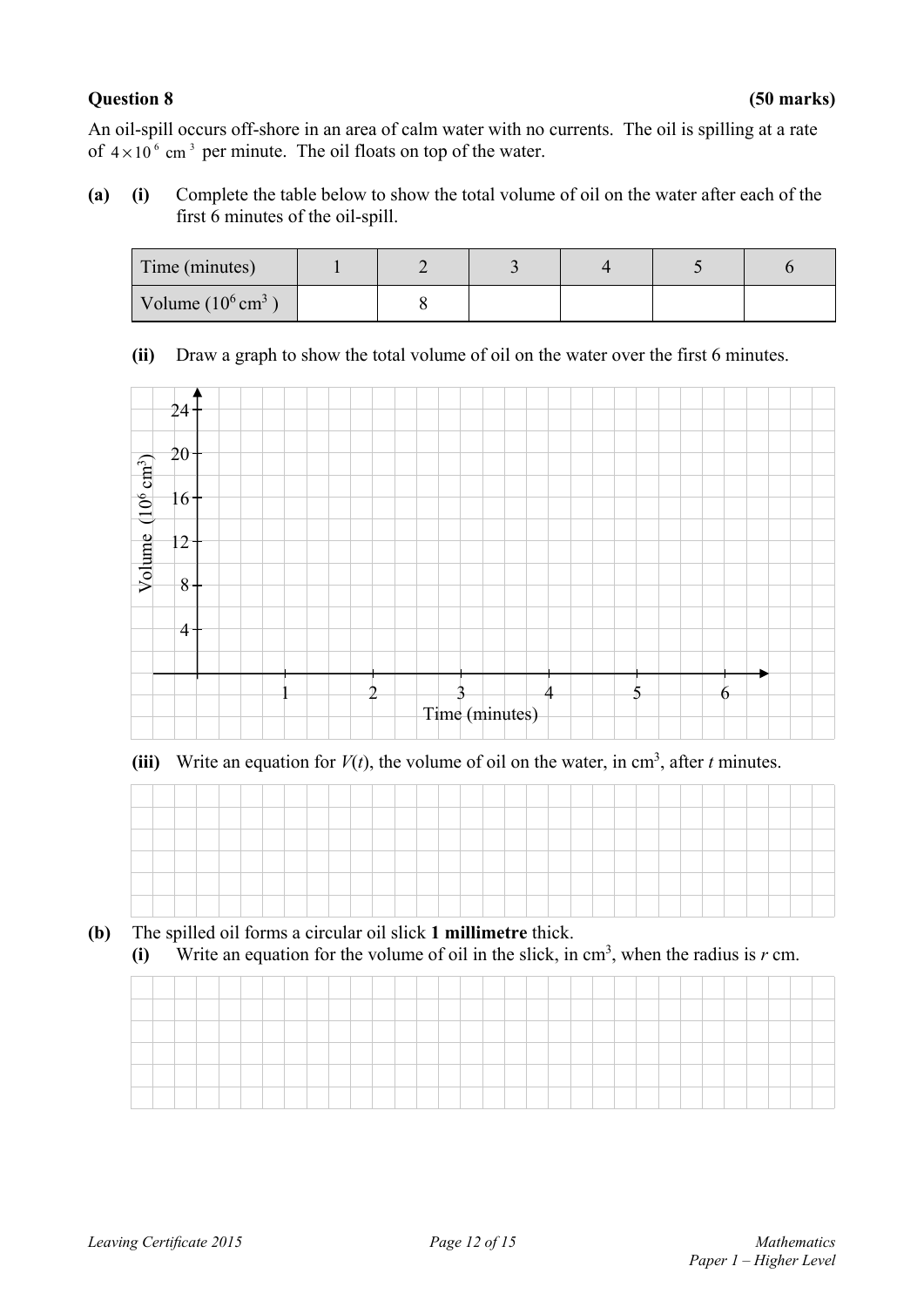**Question 8** **(50 marks)**

An oil-spill occurs off-shore in an area of calm water with no currents. The oil is spilling at a rate of $4 \times 10^6 \text{ cm}^3$ per minute. The oil floats on top of the water.

**(a)** **(i)** Complete the table below to show the total volume of oil on the water after each of the first 6 minutes of the oil-spill.

| Time (minutes) | 1 | 2 | 3 | 4 | 5 | 6 |
|---|---|---|---|---|---|---|
| Volume ($10^6 \text{ cm}^3$) | | 8 | | | | |

**(ii)** Draw a graph to show the total volume of oil on the water over the first 6 minutes.

Volume ($10^6 \text{ cm}^3$): 4, 8, 12, 16, 20, 24

Time (minutes): 1, 2, 3, 4, 5, 6

**(iii)** Write an equation for $V(t)$, the volume of oil on the water, in $\text{cm}^3$, after $t$ minutes.

**(b)** The spilled oil forms a circular oil slick **1 millimetre** thick.

**(i)** Write an equation for the volume of oil in the slick, in $\text{cm}^3$, when the radius is $r$ cm.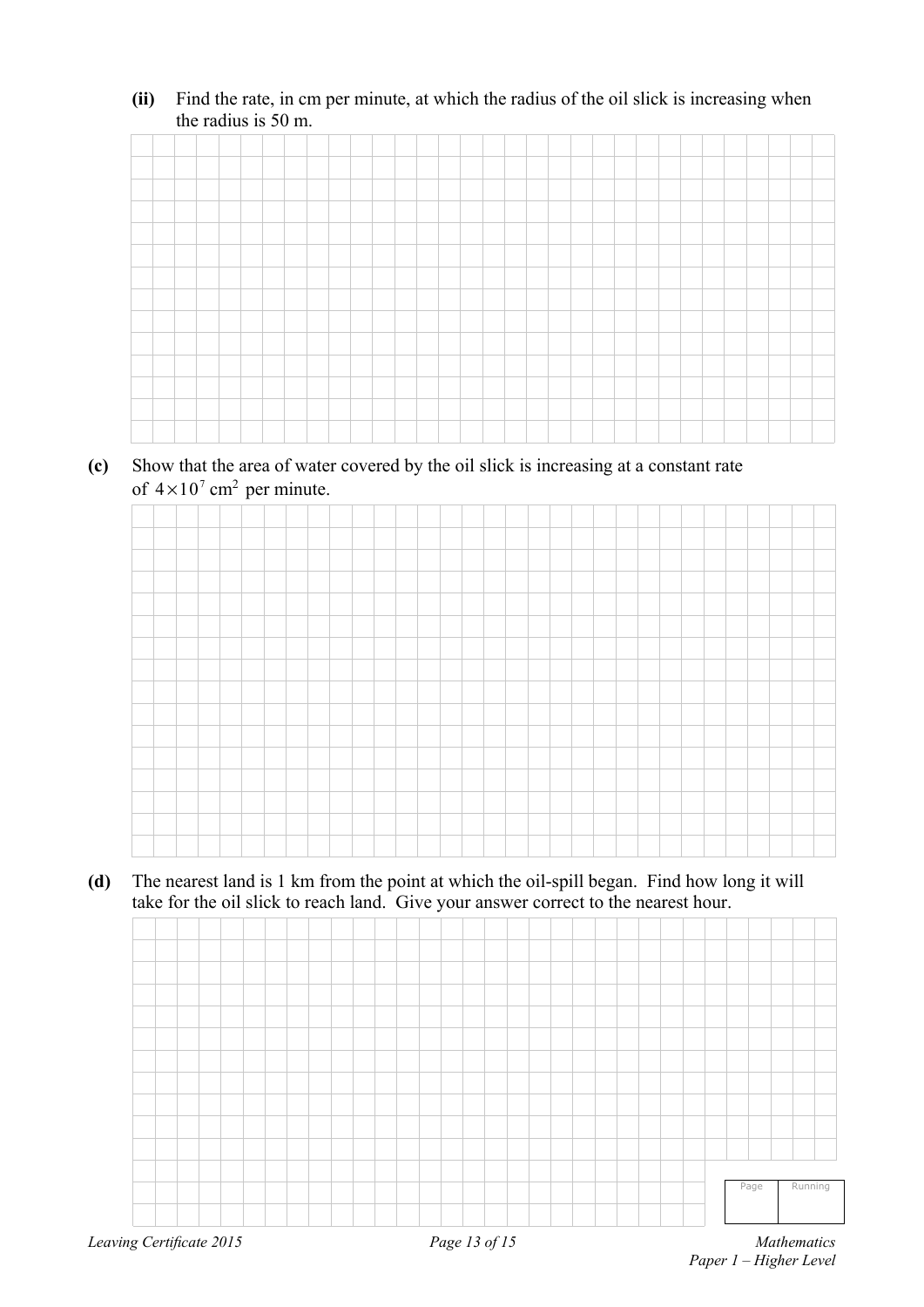**(ii)** Find the rate, in cm per minute, at which the radius of the oil slick is increasing when the radius is 50 m.

**(c)** Show that the area of water covered by the oil slick is increasing at a constant rate of $4 \times 10^7 \text{ cm}^2$ per minute.

**(d)** The nearest land is 1 km from the point at which the oil-spill began. Find how long it will take for the oil slick to reach land. Give your answer correct to the nearest hour.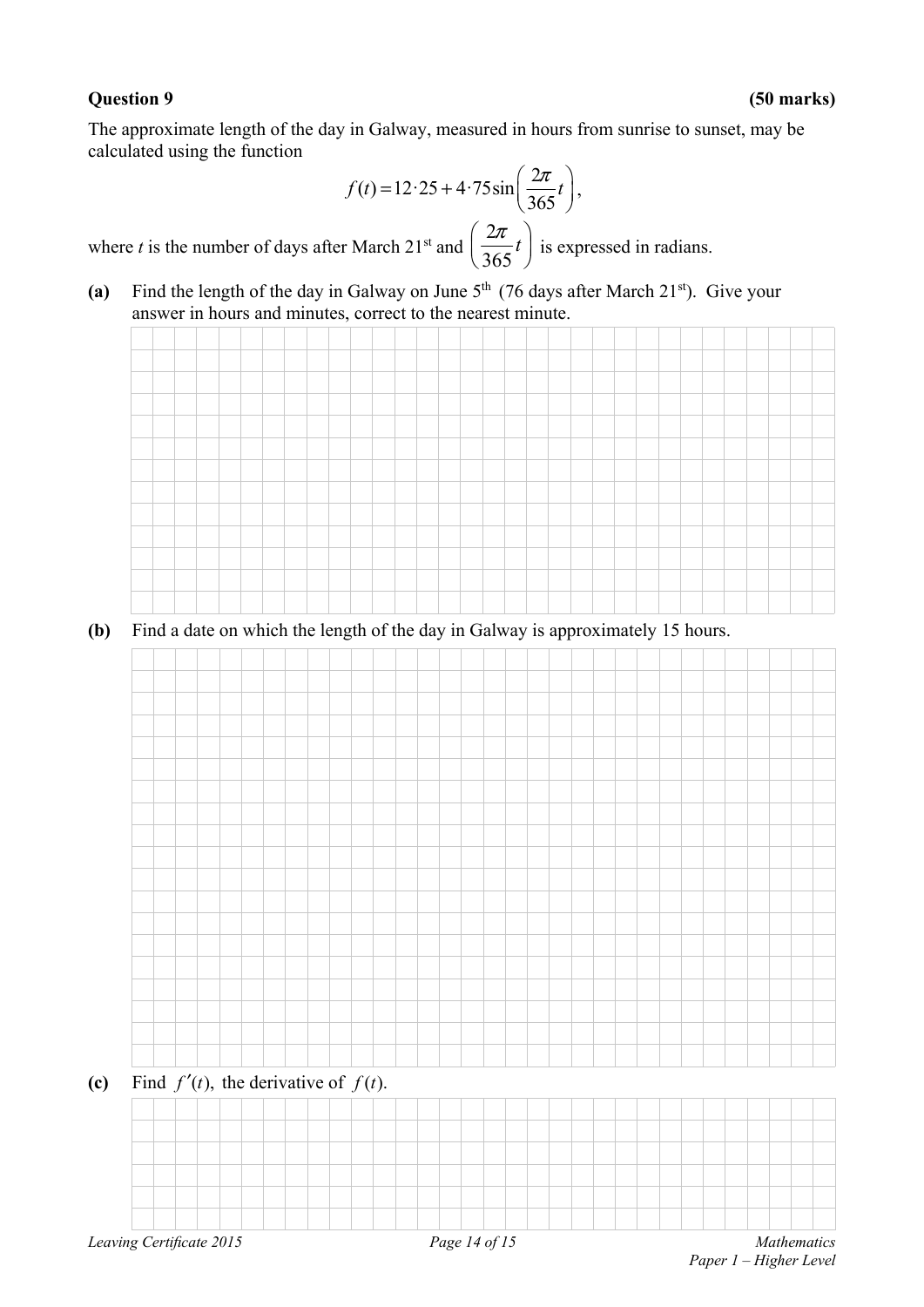**Question 9** **(50 marks)**

The approximate length of the day in Galway, measured in hours from sunrise to sunset, may be calculated using the function

$$f(t) = 12{\cdot}25 + 4{\cdot}75\sin\left(\frac{2\pi}{365}t\right),$$

where $t$ is the number of days after March 21st and $\left(\frac{2\pi}{365}t\right)$ is expressed in radians.

**(a)** Find the length of the day in Galway on June 5th (76 days after March 21st). Give your answer in hours and minutes, correct to the nearest minute.

**(b)** Find a date on which the length of the day in Galway is approximately 15 hours.

**(c)** Find $f'(t)$, the derivative of $f(t)$.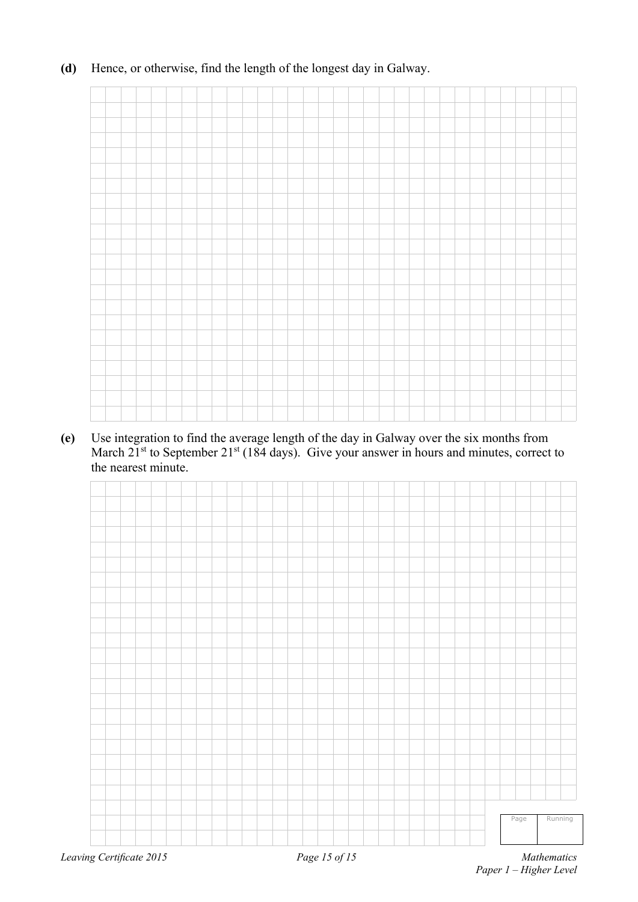**(d)** Hence, or otherwise, find the length of the longest day in Galway.

**(e)** Use integration to find the average length of the day in Galway over the six months from March 21$^{st}$ to September 21$^{st}$ (184 days). Give your answer in hours and minutes, correct to the nearest minute.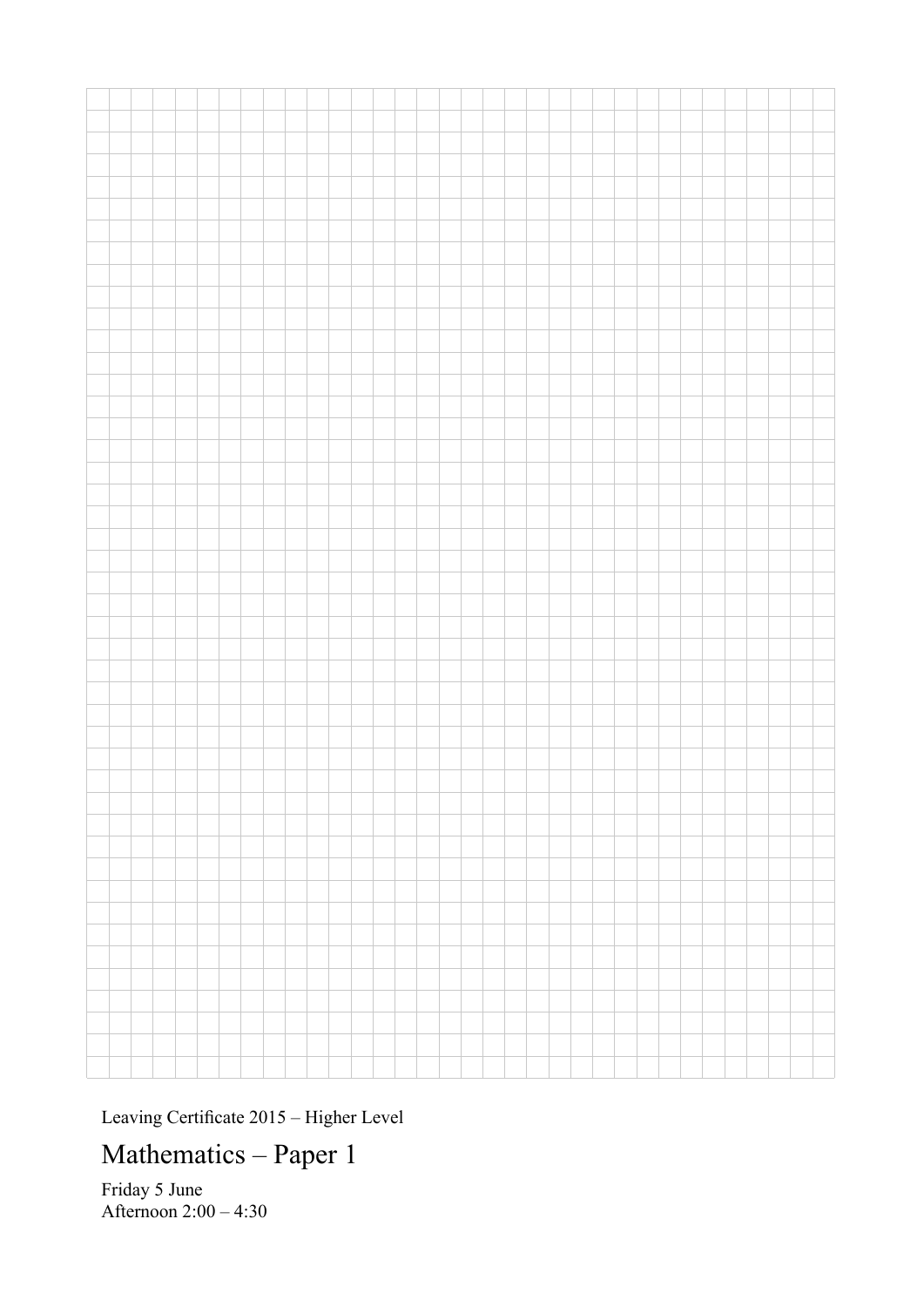Leaving Certificate 2015 – Higher Level

Mathematics – Paper 1

Friday 5 June
Afternoon 2:00 – 4:30